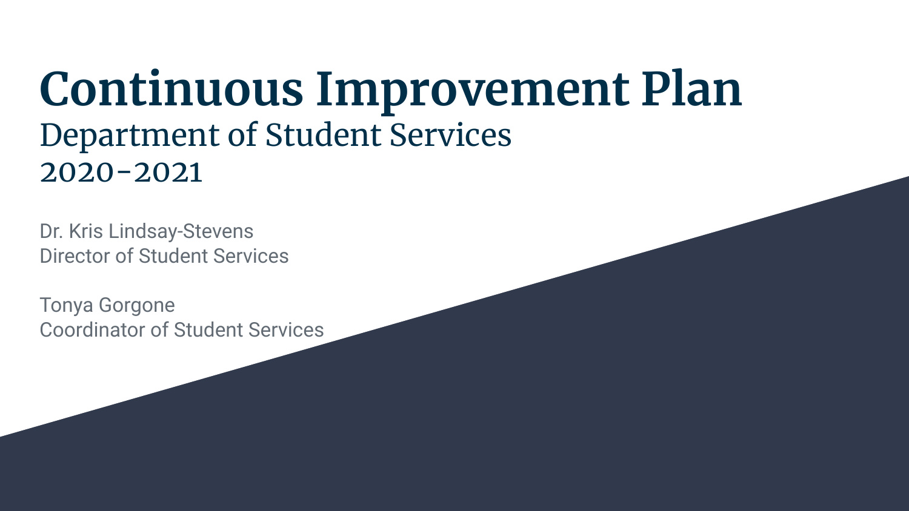# Continuous Improvement Plan

## Department of Student Services
## 2020-2021

Dr. Kris Lindsay-Stevens
Director of Student Services

Tonya Gorgone
Coordinator of Student Services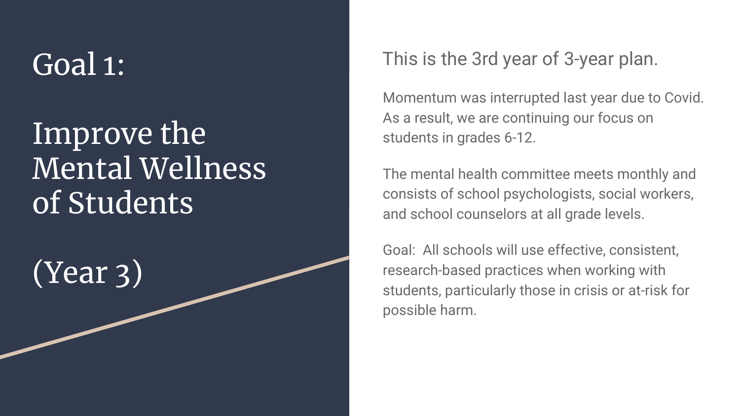# Goal 1:

# Improve the Mental Wellness of Students

# (Year 3)

This is the 3rd year of 3-year plan.

Momentum was interrupted last year due to Covid. As a result, we are continuing our focus on students in grades 6-12.

The mental health committee meets monthly and consists of school psychologists, social workers, and school counselors at all grade levels.

Goal: All schools will use effective, consistent, research-based practices when working with students, particularly those in crisis or at-risk for possible harm.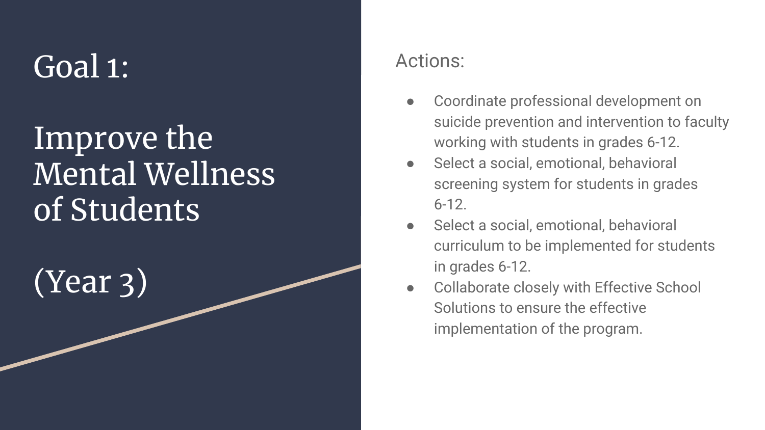# Goal 1:

# Improve the Mental Wellness of Students

# (Year 3)

Actions:

- Coordinate professional development on suicide prevention and intervention to faculty working with students in grades 6-12.
- Select a social, emotional, behavioral screening system for students in grades 6-12.
- Select a social, emotional, behavioral curriculum to be implemented for students in grades 6-12.
- Collaborate closely with Effective School Solutions to ensure the effective implementation of the program.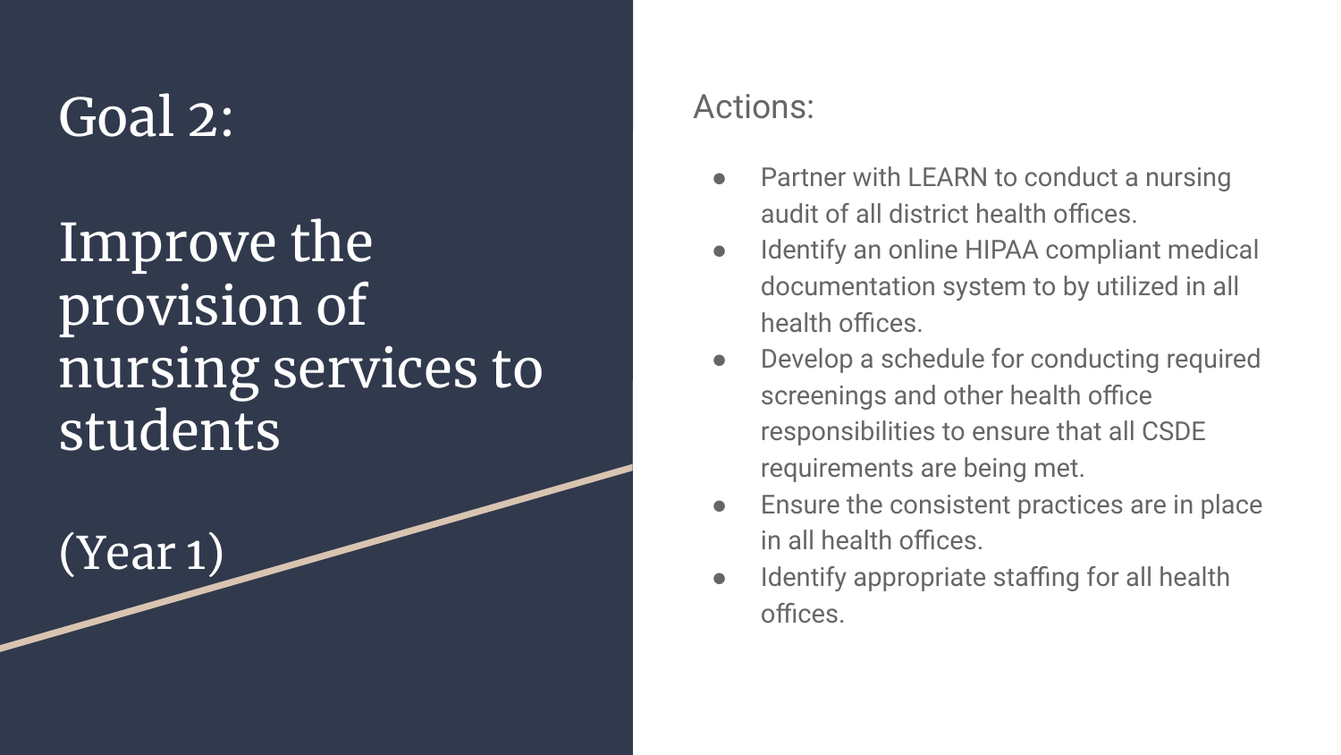# Goal 2:

# Improve the provision of nursing services to students

(Year 1)

Actions:

- Partner with LEARN to conduct a nursing audit of all district health offices.
- Identify an online HIPAA compliant medical documentation system to by utilized in all health offices.
- Develop a schedule for conducting required screenings and other health office responsibilities to ensure that all CSDE requirements are being met.
- Ensure the consistent practices are in place in all health offices.
- Identify appropriate staffing for all health offices.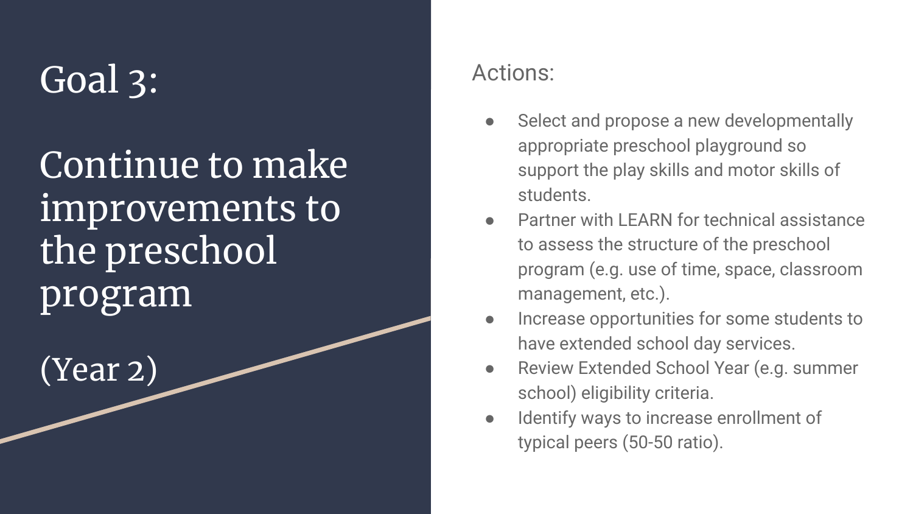# Goal 3:

# Continue to make improvements to the preschool program

# (Year 2)

Actions:

- Select and propose a new developmentally appropriate preschool playground so support the play skills and motor skills of students.
- Partner with LEARN for technical assistance to assess the structure of the preschool program (e.g. use of time, space, classroom management, etc.).
- Increase opportunities for some students to have extended school day services.
- Review Extended School Year (e.g. summer school) eligibility criteria.
- Identify ways to increase enrollment of typical peers (50-50 ratio).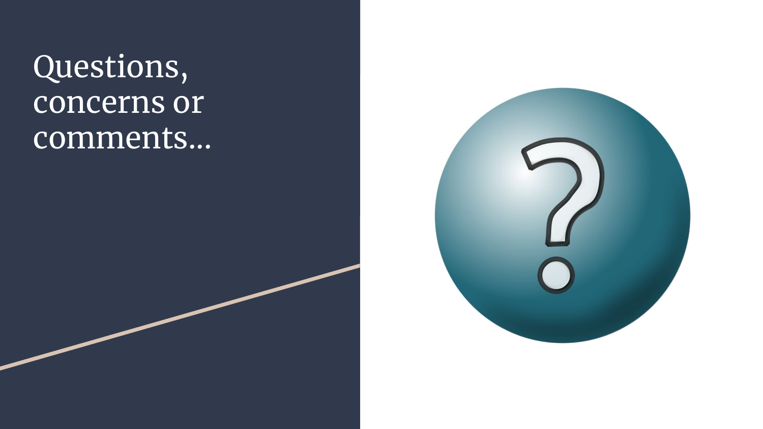# Questions, concerns or comments...